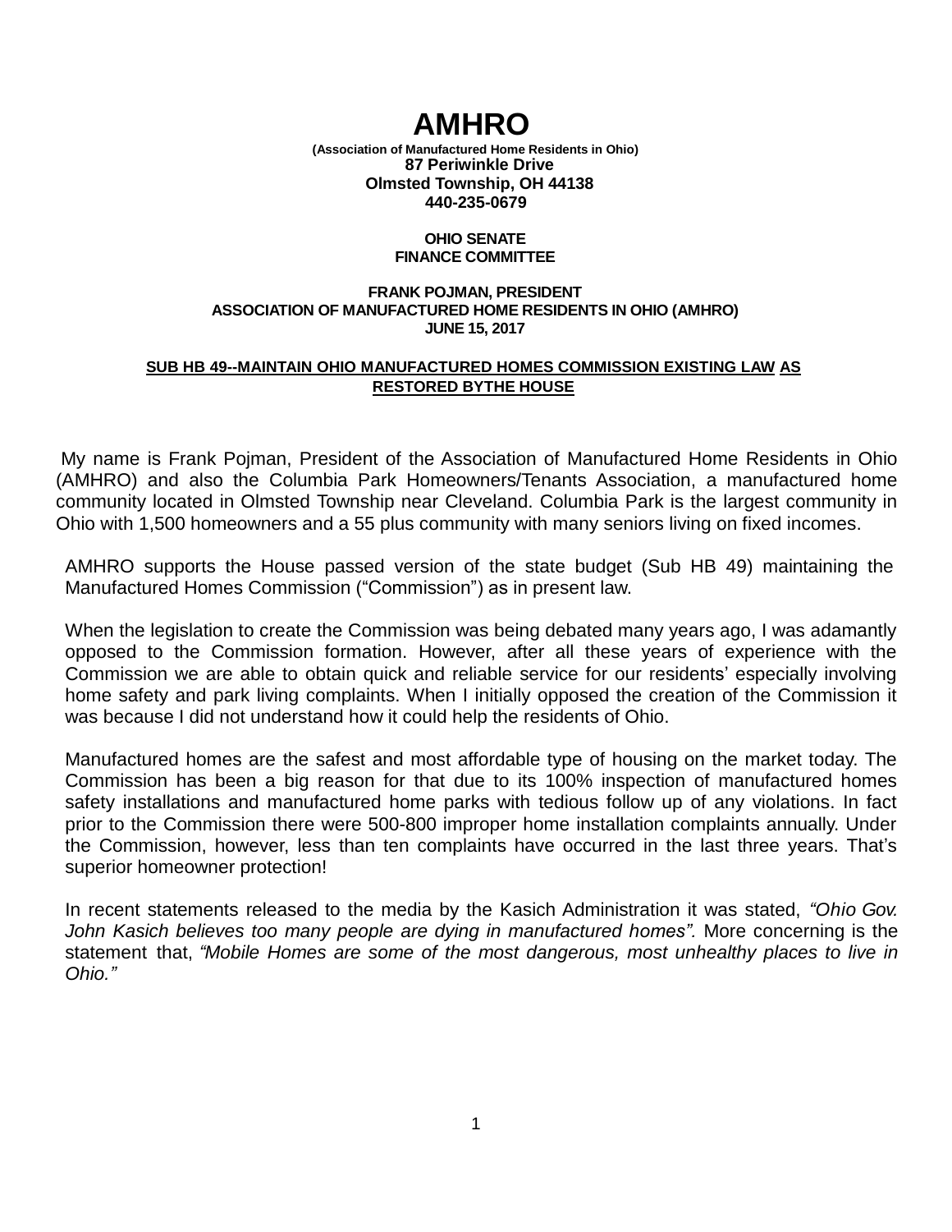# AMHRO

**(Association of Manufactured Home Residents in Ohio)**
**87 Periwinkle Drive**
**Olmsted Township, OH 44138**
**440-235-0679**

**OHIO SENATE**
**FINANCE COMMITTEE**

**FRANK POJMAN, PRESIDENT**
**ASSOCIATION OF MANUFACTURED HOME RESIDENTS IN OHIO (AMHRO)**
**JUNE 15, 2017**

**SUB HB 49--MAINTAIN OHIO MANUFACTURED HOMES COMMISSION EXISTING LAW AS RESTORED BYTHE HOUSE**

My name is Frank Pojman, President of the Association of Manufactured Home Residents in Ohio (AMHRO) and also the Columbia Park Homeowners/Tenants Association, a manufactured home community located in Olmsted Township near Cleveland. Columbia Park is the largest community in Ohio with 1,500 homeowners and a 55 plus community with many seniors living on fixed incomes.

AMHRO supports the House passed version of the state budget (Sub HB 49) maintaining the Manufactured Homes Commission ("Commission") as in present law.

When the legislation to create the Commission was being debated many years ago, I was adamantly opposed to the Commission formation. However, after all these years of experience with the Commission we are able to obtain quick and reliable service for our residents' especially involving home safety and park living complaints. When I initially opposed the creation of the Commission it was because I did not understand how it could help the residents of Ohio.

Manufactured homes are the safest and most affordable type of housing on the market today. The Commission has been a big reason for that due to its 100% inspection of manufactured homes safety installations and manufactured home parks with tedious follow up of any violations. In fact prior to the Commission there were 500-800 improper home installation complaints annually. Under the Commission, however, less than ten complaints have occurred in the last three years. That's superior homeowner protection!

In recent statements released to the media by the Kasich Administration it was stated, *"Ohio Gov. John Kasich believes too many people are dying in manufactured homes"*. More concerning is the statement that, *"Mobile Homes are some of the most dangerous, most unhealthy places to live in Ohio."*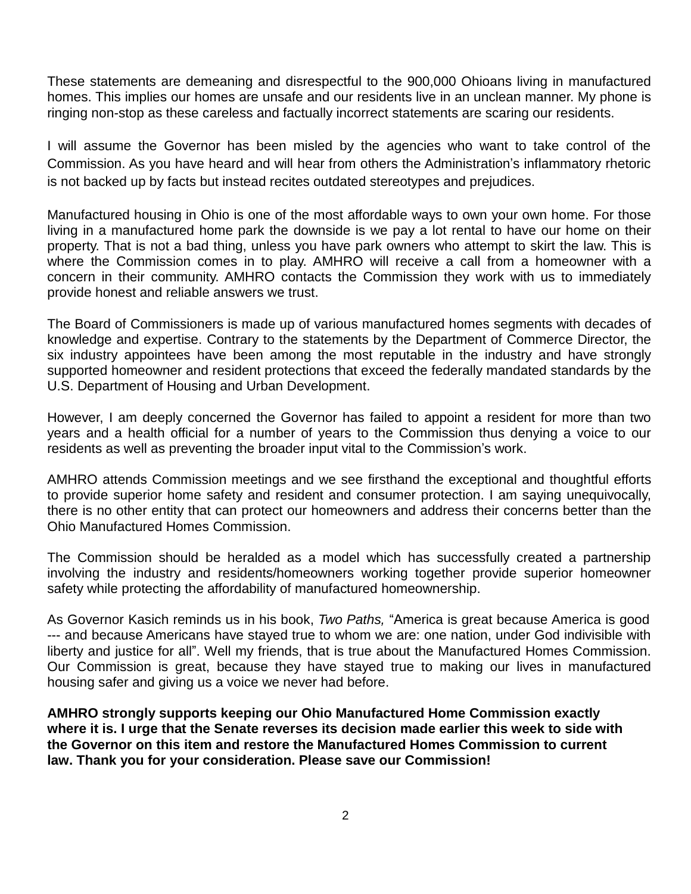These statements are demeaning and disrespectful to the 900,000 Ohioans living in manufactured homes. This implies our homes are unsafe and our residents live in an unclean manner. My phone is ringing non-stop as these careless and factually incorrect statements are scaring our residents.

I will assume the Governor has been misled by the agencies who want to take control of the Commission. As you have heard and will hear from others the Administration's inflammatory rhetoric is not backed up by facts but instead recites outdated stereotypes and prejudices.

Manufactured housing in Ohio is one of the most affordable ways to own your own home. For those living in a manufactured home park the downside is we pay a lot rental to have our home on their property. That is not a bad thing, unless you have park owners who attempt to skirt the law. This is where the Commission comes in to play. AMHRO will receive a call from a homeowner with a concern in their community. AMHRO contacts the Commission they work with us to immediately provide honest and reliable answers we trust.

The Board of Commissioners is made up of various manufactured homes segments with decades of knowledge and expertise. Contrary to the statements by the Department of Commerce Director, the six industry appointees have been among the most reputable in the industry and have strongly supported homeowner and resident protections that exceed the federally mandated standards by the U.S. Department of Housing and Urban Development.

However, I am deeply concerned the Governor has failed to appoint a resident for more than two years and a health official for a number of years to the Commission thus denying a voice to our residents as well as preventing the broader input vital to the Commission's work.

AMHRO attends Commission meetings and we see firsthand the exceptional and thoughtful efforts to provide superior home safety and resident and consumer protection. I am saying unequivocally, there is no other entity that can protect our homeowners and address their concerns better than the Ohio Manufactured Homes Commission.

The Commission should be heralded as a model which has successfully created a partnership involving the industry and residents/homeowners working together provide superior homeowner safety while protecting the affordability of manufactured homeownership.

As Governor Kasich reminds us in his book, *Two Paths,* "America is great because America is good --- and because Americans have stayed true to whom we are: one nation, under God indivisible with liberty and justice for all". Well my friends, that is true about the Manufactured Homes Commission. Our Commission is great, because they have stayed true to making our lives in manufactured housing safer and giving us a voice we never had before.

**AMHRO strongly supports keeping our Ohio Manufactured Home Commission exactly where it is. I urge that the Senate reverses its decision made earlier this week to side with the Governor on this item and restore the Manufactured Homes Commission to current law. Thank you for your consideration. Please save our Commission!**